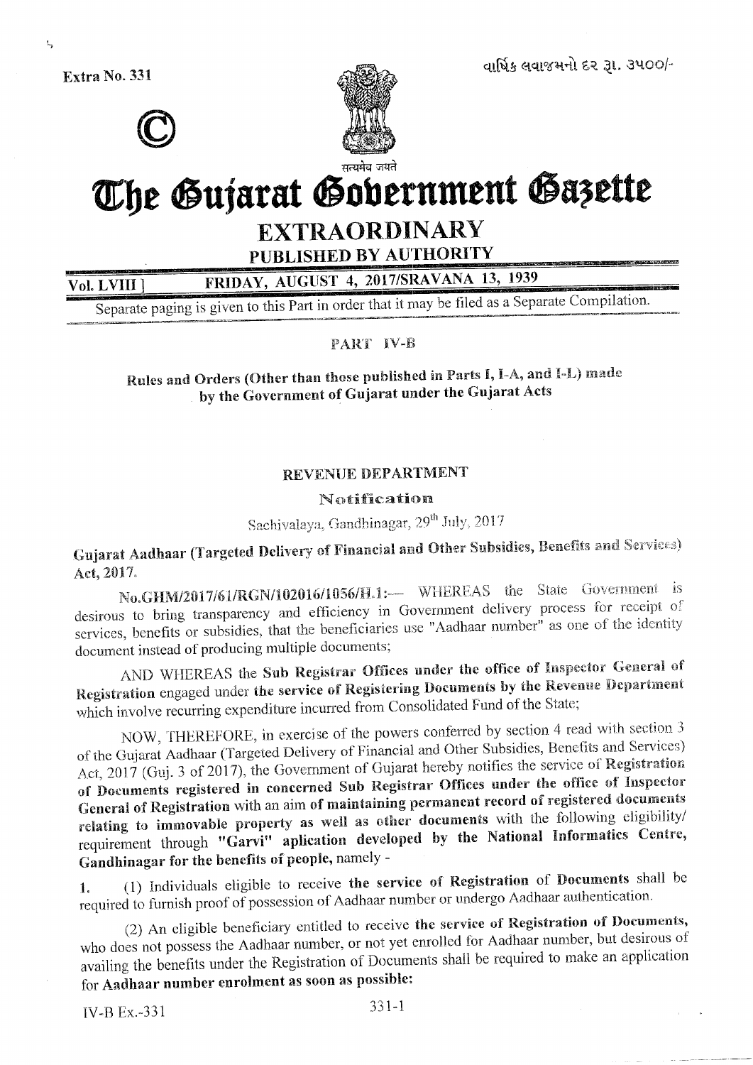Extra No. 331

વાર્ષિક લવાજમનો દર રૂ. ૩૫૦૦/-

©

सत्यमेव जयते

# The Gujarat Government Gazette

## EXTRAORDINARY

### PUBLISHED BY AUTHORITY

Vol. LVIII ] FRIDAY, AUGUST 4, 2017/SRAVANA 13, 1939

Separate paging is given to this Part in order that it may be filed as a Separate Compilation.

## PART IV-B

**Rules and Orders (Other than those published in Parts I, I-A, and I-L) made by the Government of Gujarat under the Gujarat Acts**

### REVENUE DEPARTMENT

**Notification**

Sachivalaya, Gandhinagar, 29th July, 2017

**Gujarat Aadhaar (Targeted Delivery of Financial and Other Subsidies, Benefits and Services) Act, 2017.**

**No.GHM/2017/61/RGN/102016/1056/H.1:**— WHEREAS the State Government is desirous to bring transparency and efficiency in Government delivery process for receipt of services, benefits or subsidies, that the beneficiaries use "Aadhaar number" as one of the identity document instead of producing multiple documents;

AND WHEREAS the **Sub Registrar Offices under the office of Inspector General of Registration** engaged under **the service of Registering Documents by the Revenue Department** which involve recurring expenditure incurred from Consolidated Fund of the State;

NOW, THEREFORE, in exercise of the powers conferred by section 4 read with section 3 of the Gujarat Aadhaar (Targeted Delivery of Financial and Other Subsidies, Benefits and Services) Act, 2017 (Guj. 3 of 2017), the Government of Gujarat hereby notifies the service of **Registration of Documents registered in concerned Sub Registrar Offices under the office of Inspector General of Registration** with an aim **of maintaining permanent record of registered documents relating to immovable property as well as other documents** with the following eligibility/ requirement through **"Garvi" aplication developed by the National Informatics Centre, Gandhinagar for the benefits of people,** namely -

1. (1) Individuals eligible to receive **the service of Registration** of **Documents** shall be required to furnish proof of possession of Aadhaar number or undergo Aadhaar authentication.

(2) An eligible beneficiary entitled to receive **the service of Registration of Documents,** who does not possess the Aadhaar number, or not yet enrolled for Aadhaar number, but desirous of availing the benefits under the Registration of Documents shall be required to make an application for **Aadhaar number enrolment as soon as possible:**

IV-B Ex.-331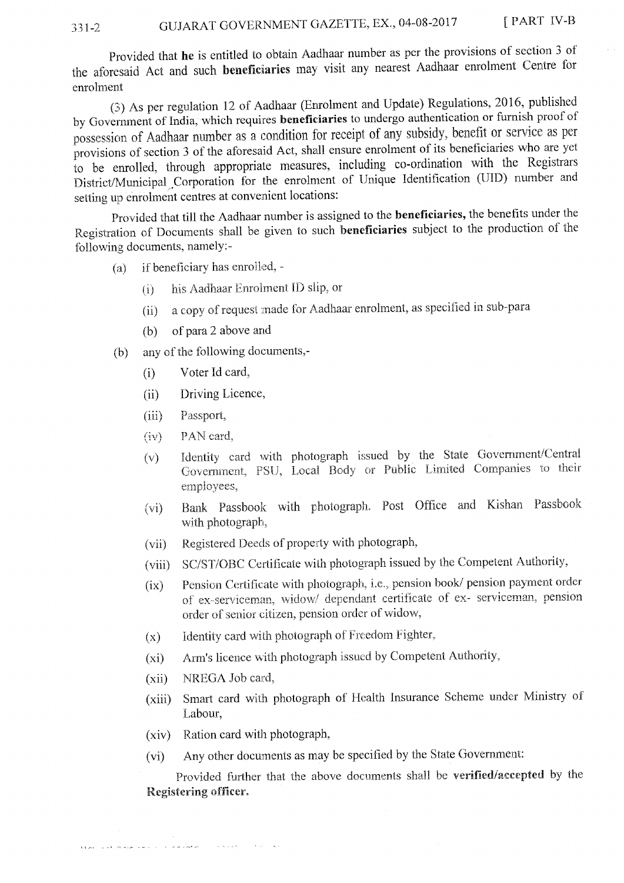Provided that **he** is entitled to obtain Aadhaar number as per the provisions of section 3 of the aforesaid Act and such **beneficiaries** may visit any nearest Aadhaar enrolment Centre for enrolment

(3) As per regulation 12 of Aadhaar (Enrolment and Update) Regulations, 2016, published by Government of India, which requires **beneficiaries** to undergo authentication or furnish proof of possession of Aadhaar number as a condition for receipt of any subsidy, benefit or service as per provisions of section 3 of the aforesaid Act, shall ensure enrolment of its beneficiaries who are yet to be enrolled, through appropriate measures, including co-ordination with the Registrars District/Municipal Corporation for the enrolment of Unique Identification (UID) number and setting up enrolment centres at convenient locations:

Provided that till the Aadhaar number is assigned to the **beneficiaries,** the benefits under the Registration of Documents shall be given to such **beneficiaries** subject to the production of the following documents, namely:-

- (a) if beneficiary has enrolled, -
  - (i) his Aadhaar Enrolment ID slip, or
  - (ii) a copy of request made for Aadhaar enrolment, as specified in sub-para
  - (b) of para 2 above and
- (b) any of the following documents,-
  - (i) Voter Id card,
  - (ii) Driving Licence,
  - (iii) Passport,
  - (iv) PAN card,
  - (v) Identity card with photograph issued by the State Government/Central Government, PSU, Local Body or Public Limited Companies to their employees,
  - (vi) Bank Passbook with photograph. Post Office and Kishan Passbook with photograph,
  - (vii) Registered Deeds of property with photograph,
  - (viii) SC/ST/OBC Certificate with photograph issued by the Competent Authority,
  - (ix) Pension Certificate with photograph, i.e., pension book/ pension payment order of ex-serviceman, widow/ dependant certificate of ex- serviceman, pension order of senior citizen, pension order of widow,
  - (x) Identity card with photograph of Freedom Fighter,
  - (xi) Arm's licence with photograph issued by Competent Authority,
  - (xii) NREGA Job card,
  - (xiii) Smart card with photograph of Health Insurance Scheme under Ministry of Labour,
  - (xiv) Ration card with photograph,
  - (vi) Any other documents as may be specified by the State Government:

Provided further that the above documents shall be **verified/accepted** by the **Registering officer.**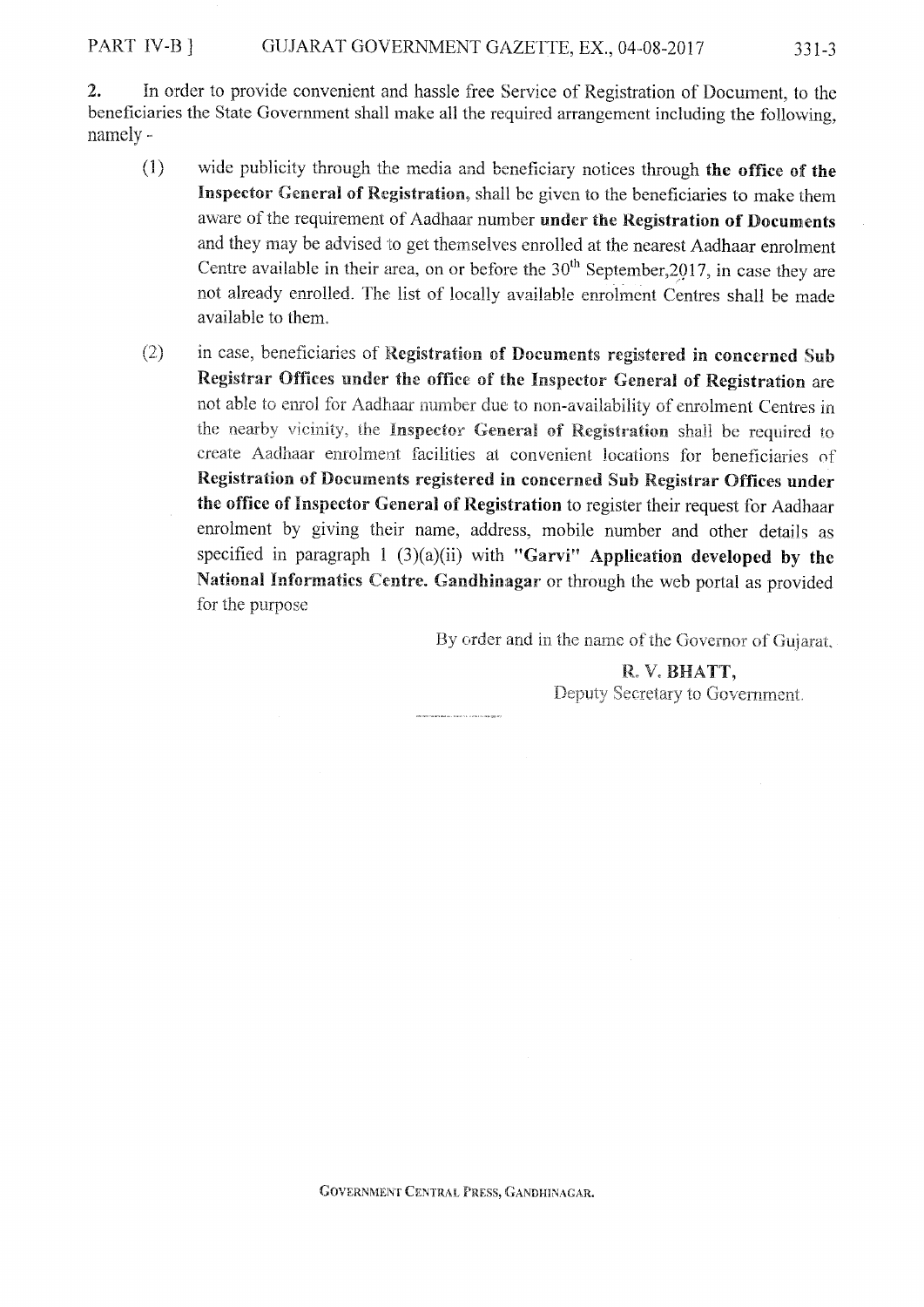**2.** In order to provide convenient and hassle free Service of Registration of Document, to the beneficiaries the State Government shall make all the required arrangement including the following, namely -

(1) wide publicity through the media and beneficiary notices through **the office of the Inspector General of Registration**, shall be given to the beneficiaries to make them aware of the requirement of Aadhaar number **under the Registration of Documents** and they may be advised to get themselves enrolled at the nearest Aadhaar enrolment Centre available in their area, on or before the 30th September,2017, in case they are not already enrolled. The list of locally available enrolment Centres shall be made available to them.

(2) in case, beneficiaries of **Registration of Documents registered in concerned Sub Registrar Offices under the office of the Inspector General of Registration** are not able to enrol for Aadhaar number due to non-availability of enrolment Centres in the nearby vicinity, the **Inspector General of Registration** shall be required to create Aadhaar enrolment facilities at convenient locations for beneficiaries of **Registration of Documents registered in concerned Sub Registrar Offices under the office of Inspector General of Registration** to register their request for Aadhaar enrolment by giving their name, address, mobile number and other details as specified in paragraph 1 (3)(a)(ii) with **"Garvi" Application developed by the National Informatics Centre. Gandhinagar** or through the web portal as provided for the purpose

By order and in the name of the Governor of Gujarat,

**R. V. BHATT,**
Deputy Secretary to Government.

GOVERNMENT CENTRAL PRESS, GANDHINAGAR.